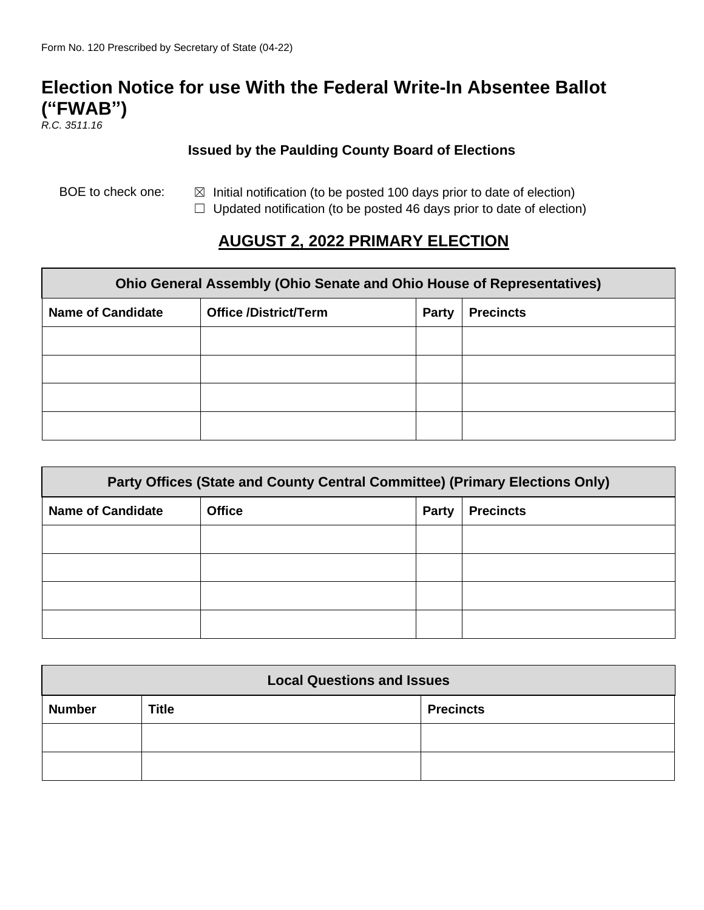Form No. 120 Prescribed by Secretary of State (04-22)

# Election Notice for use With the Federal Write-In Absentee Ballot ("FWAB")

*R.C. 3511.16*

**Issued by the Paulding County Board of Elections**

BOE to check one:
- ☒ Initial notification (to be posted 100 days prior to date of election)
- ☐ Updated notification (to be posted 46 days prior to date of election)

## AUGUST 2, 2022 PRIMARY ELECTION

| Ohio General Assembly (Ohio Senate and Ohio House of Representatives) | | | |
|---|---|---|---|
| **Name of Candidate** | **Office /District/Term** | **Party** | **Precincts** |
| | | | |
| | | | |
| | | | |
| | | | |

| Party Offices (State and County Central Committee) (Primary Elections Only) | | | |
|---|---|---|---|
| **Name of Candidate** | **Office** | **Party** | **Precincts** |
| | | | |
| | | | |
| | | | |
| | | | |

| Local Questions and Issues | | |
|---|---|---|
| **Number** | **Title** | **Precincts** |
| | | |
| | | |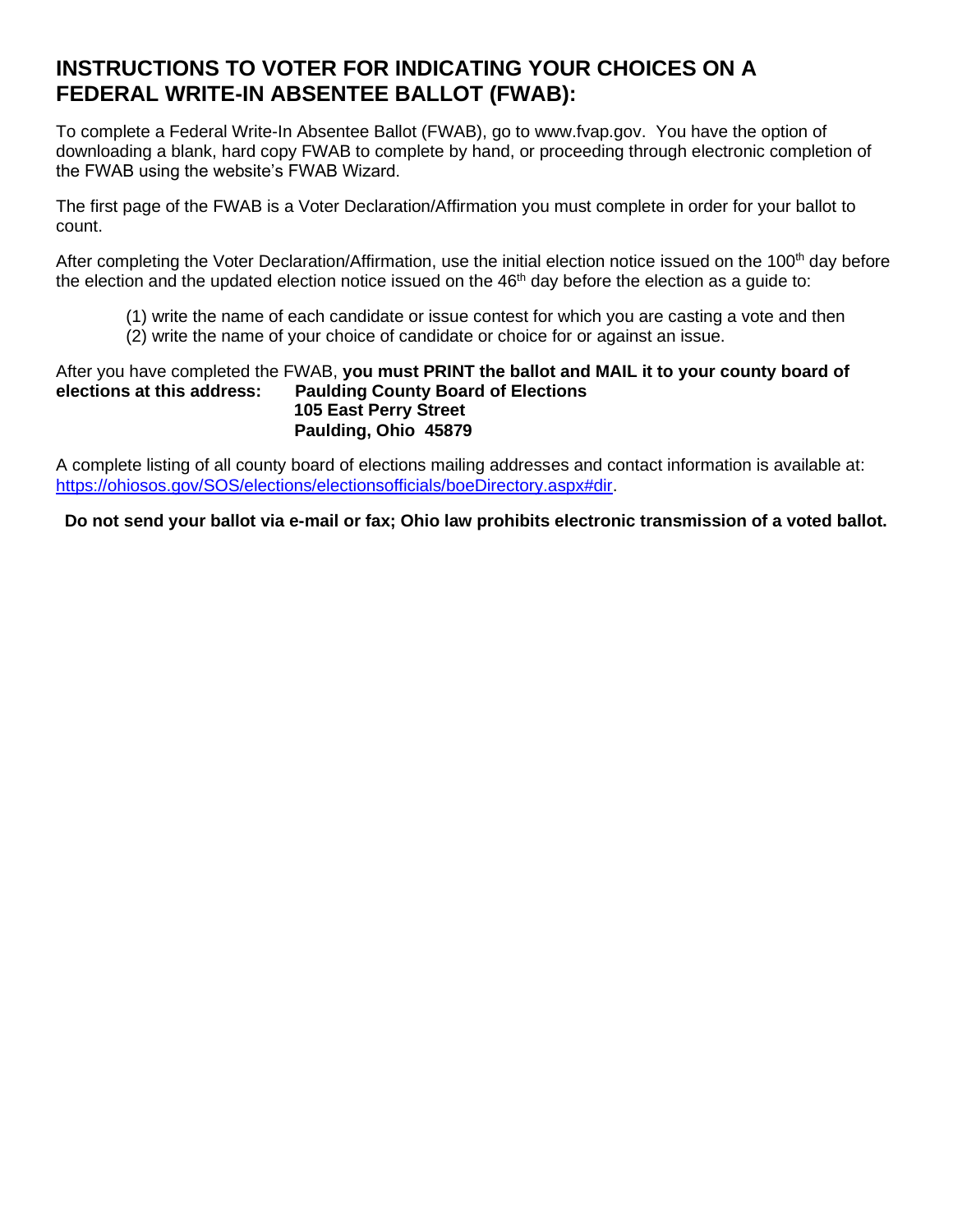## INSTRUCTIONS TO VOTER FOR INDICATING YOUR CHOICES ON A FEDERAL WRITE-IN ABSENTEE BALLOT (FWAB):

To complete a Federal Write-In Absentee Ballot (FWAB), go to www.fvap.gov. You have the option of downloading a blank, hard copy FWAB to complete by hand, or proceeding through electronic completion of the FWAB using the website's FWAB Wizard.

The first page of the FWAB is a Voter Declaration/Affirmation you must complete in order for your ballot to count.

After completing the Voter Declaration/Affirmation, use the initial election notice issued on the 100th day before the election and the updated election notice issued on the 46th day before the election as a guide to:

(1) write the name of each candidate or issue contest for which you are casting a vote and then
(2) write the name of your choice of candidate or choice for or against an issue.

After you have completed the FWAB, **you must PRINT the ballot and MAIL it to your county board of elections at this address:**

**Paulding County Board of Elections**
**105 East Perry Street**
**Paulding, Ohio 45879**

A complete listing of all county board of elections mailing addresses and contact information is available at: https://ohiosos.gov/SOS/elections/electionsofficials/boeDirectory.aspx#dir.

**Do not send your ballot via e-mail or fax; Ohio law prohibits electronic transmission of a voted ballot.**